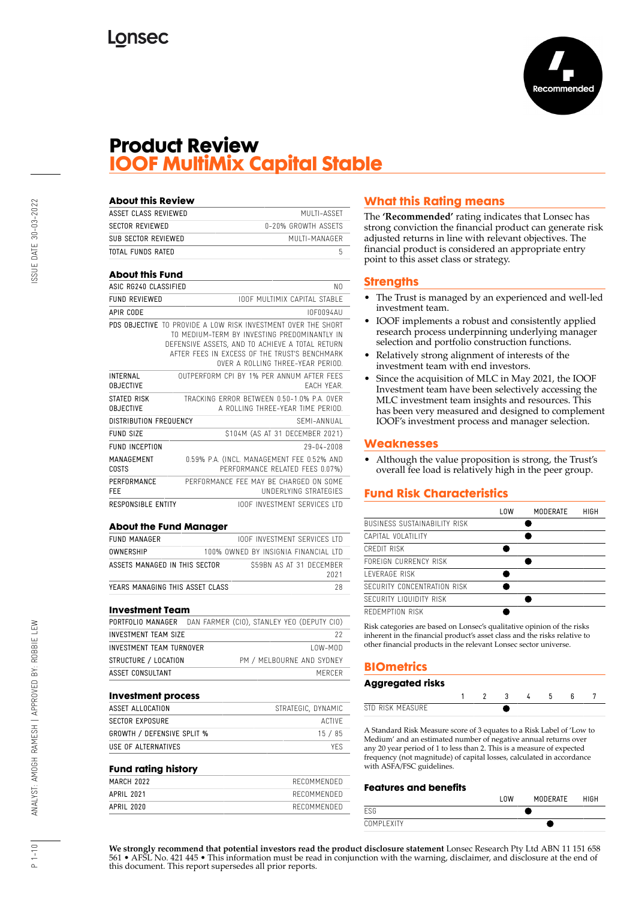Lonsec

Recommended

# Product Review
# IOOF MultiMix Capital Stable

## About this Review

| | |
|---|---|
| ASSET CLASS REVIEWED | MULTI-ASSET |
| SECTOR REVIEWED | 0-20% GROWTH ASSETS |
| SUB SECTOR REVIEWED | MULTI-MANAGER |
| TOTAL FUNDS RATED | 5 |

## About this Fund

| | |
|---|---|
| ASIC RG240 CLASSIFIED | NO |
| FUND REVIEWED | IOOF MULTIMIX CAPITAL STABLE |
| APIR CODE | IOF0094AU |
| PDS OBJECTIVE | TO PROVIDE A LOW RISK INVESTMENT OVER THE SHORT TO MEDIUM-TERM BY INVESTING PREDOMINANTLY IN DEFENSIVE ASSETS, AND TO ACHIEVE A TOTAL RETURN AFTER FEES IN EXCESS OF THE TRUST'S BENCHMARK OVER A ROLLING THREE-YEAR PERIOD. |
| INTERNAL OBJECTIVE | OUTPERFORM CPI BY 1% PER ANNUM AFTER FEES EACH YEAR. |
| STATED RISK OBJECTIVE | TRACKING ERROR BETWEEN 0.50-1.0% P.A. OVER A ROLLING THREE-YEAR TIME PERIOD. |
| DISTRIBUTION FREQUENCY | SEMI-ANNUAL |
| FUND SIZE | $104M (AS AT 31 DECEMBER 2021) |
| FUND INCEPTION | 29-04-2008 |
| MANAGEMENT COSTS | 0.59% P.A. (INCL. MANAGEMENT FEE 0.52% AND PERFORMANCE RELATED FEES 0.07%) |
| PERFORMANCE FEE | PERFORMANCE FEE MAY BE CHARGED ON SOME UNDERLYING STRATEGIES |
| RESPONSIBLE ENTITY | IOOF INVESTMENT SERVICES LTD |

## About the Fund Manager

| | |
|---|---|
| FUND MANAGER | IOOF INVESTMENT SERVICES LTD |
| OWNERSHIP | 100% OWNED BY INSIGNIA FINANCIAL LTD |
| ASSETS MANAGED IN THIS SECTOR | $59BN AS AT 31 DECEMBER 2021 |
| YEARS MANAGING THIS ASSET CLASS | 28 |

## Investment Team

| | |
|---|---|
| PORTFOLIO MANAGER | DAN FARMER (CIO), STANLEY YEO (DEPUTY CIO) |
| INVESTMENT TEAM SIZE | 22 |
| INVESTMENT TEAM TURNOVER | LOW-MOD |
| STRUCTURE / LOCATION | PM / MELBOURNE AND SYDNEY |
| ASSET CONSULTANT | MERCER |

## Investment process

| | |
|---|---|
| ASSET ALLOCATION | STRATEGIC, DYNAMIC |
| SECTOR EXPOSURE | ACTIVE |
| GROWTH / DEFENSIVE SPLIT % | 15 / 85 |
| USE OF ALTERNATIVES | YES |

## Fund rating history

| | |
|---|---|
| MARCH 2022 | RECOMMENDED |
| APRIL 2021 | RECOMMENDED |
| APRIL 2020 | RECOMMENDED |

## What this Rating means

The **'Recommended'** rating indicates that Lonsec has strong conviction the financial product can generate risk adjusted returns in line with relevant objectives. The financial product is considered an appropriate entry point to this asset class or strategy.

## Strengths

- The Trust is managed by an experienced and well-led investment team.
- IOOF implements a robust and consistently applied research process underpinning underlying manager selection and portfolio construction functions.
- Relatively strong alignment of interests of the investment team with end investors.
- Since the acquisition of MLC in May 2021, the IOOF Investment team have been selectively accessing the MLC investment team insights and resources. This has been very measured and designed to complement IOOF's investment process and manager selection.

## Weaknesses

- Although the value proposition is strong, the Trust's overall fee load is relatively high in the peer group.

## Fund Risk Characteristics

| | LOW | MODERATE | HIGH |
|---|---|---|---|
| BUSINESS SUSTAINABILITY RISK | | ● | |
| CAPITAL VOLATILITY | | ● | |
| CREDIT RISK | ● | | |
| FOREIGN CURRENCY RISK | | ● | |
| LEVERAGE RISK | ● | | |
| SECURITY CONCENTRATION RISK | ● | | |
| SECURITY LIQUIDITY RISK | | ● | |
| REDEMPTION RISK | ● | | |

Risk categories are based on Lonsec's qualitative opinion of the risks inherent in the financial product's asset class and the risks relative to other financial products in the relevant Lonsec sector universe.

## BIOmetrics

### Aggregated risks

| | 1 | 2 | 3 | 4 | 5 | 6 | 7 |
|---|---|---|---|---|---|---|---|
| STD RISK MEASURE | | | ● | | | | |

A Standard Risk Measure score of 3 equates to a Risk Label of 'Low to Medium' and an estimated number of negative annual returns over any 20 year period of 1 to less than 2. This is a measure of expected frequency (not magnitude) of capital losses, calculated in accordance with ASFA/FSC guidelines.

### Features and benefits

| | LOW | MODERATE | HIGH |
|---|---|---|---|
| ESG | | ● | |
| COMPLEXITY | | ● | |

**We strongly recommend that potential investors read the product disclosure statement** Lonsec Research Pty Ltd ABN 11 151 658 561 • AFSL No. 421 445 • This information must be read in conjunction with the warning, disclaimer, and disclosure at the end of this document. This report supersedes all prior reports.

ISSUE DATE 30-03-2022

ANALYST: AMOGH RAMESH | APPROVED BY: ROBBIE LEW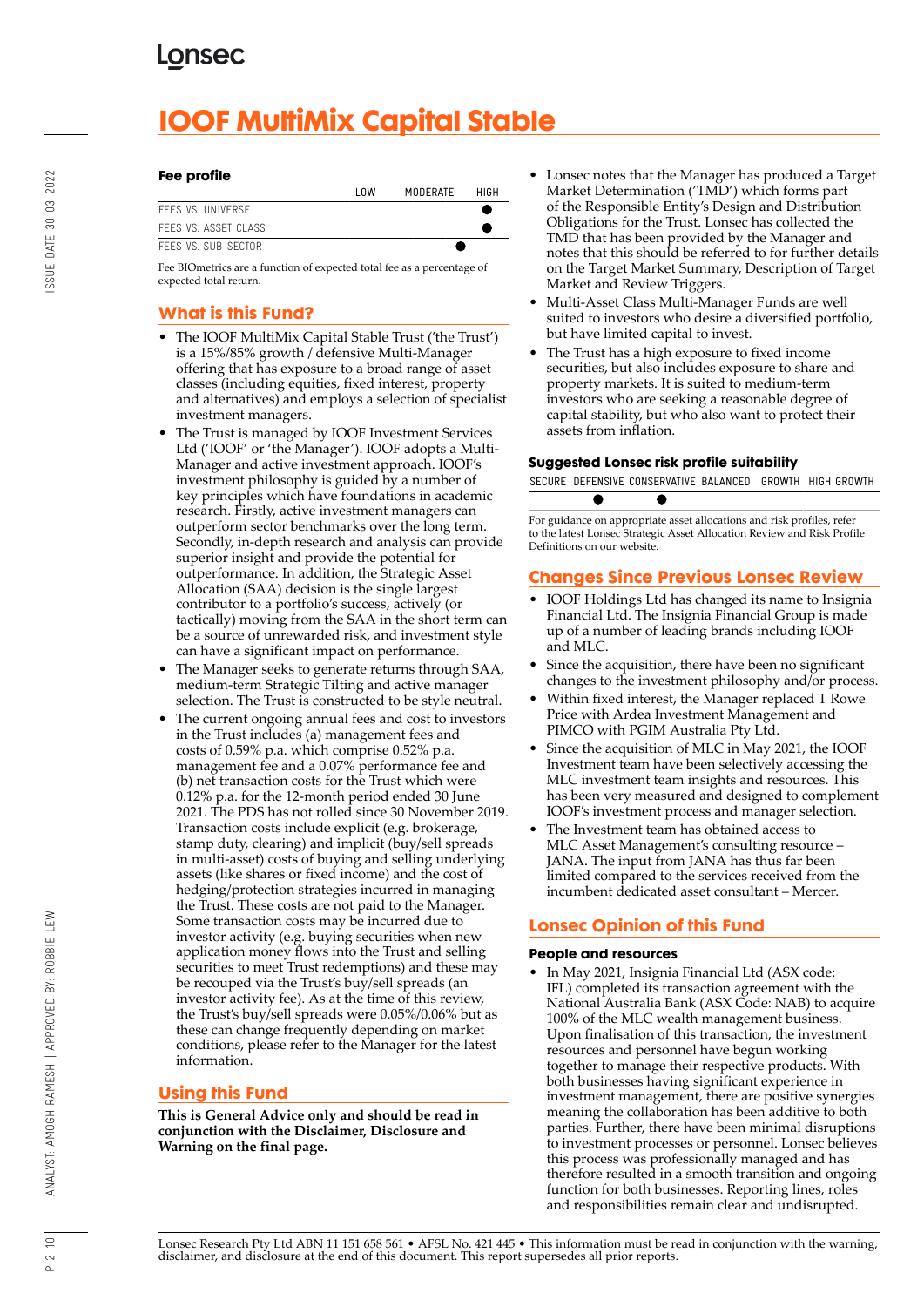# IOOF MultiMix Capital Stable

### Fee profile

| | LOW | MODERATE | HIGH |
|---|---|---|---|
| FEES VS. UNIVERSE | | | ● |
| FEES VS. ASSET CLASS | | | ● |
| FEES VS. SUB-SECTOR | | ● | |

Fee BIOmetrics are a function of expected total fee as a percentage of expected total return.

## What is this Fund?

- The IOOF MultiMix Capital Stable Trust ('the Trust') is a 15%/85% growth / defensive Multi-Manager offering that has exposure to a broad range of asset classes (including equities, fixed interest, property and alternatives) and employs a selection of specialist investment managers.
- The Trust is managed by IOOF Investment Services Ltd ('IOOF' or 'the Manager'). IOOF adopts a Multi-Manager and active investment approach. IOOF's investment philosophy is guided by a number of key principles which have foundations in academic research. Firstly, active investment managers can outperform sector benchmarks over the long term. Secondly, in-depth research and analysis can provide superior insight and provide the potential for outperformance. In addition, the Strategic Asset Allocation (SAA) decision is the single largest contributor to a portfolio's success, actively (or tactically) moving from the SAA in the short term can be a source of unrewarded risk, and investment style can have a significant impact on performance.
- The Manager seeks to generate returns through SAA, medium-term Strategic Tilting and active manager selection. The Trust is constructed to be style neutral.
- The current ongoing annual fees and cost to investors in the Trust includes (a) management fees and costs of 0.59% p.a. which comprise 0.52% p.a. management fee and a 0.07% performance fee and (b) net transaction costs for the Trust which were 0.12% p.a. for the 12-month period ended 30 June 2021. The PDS has not rolled since 30 November 2019. Transaction costs include explicit (e.g. brokerage, stamp duty, clearing) and implicit (buy/sell spreads in multi-asset) costs of buying and selling underlying assets (like shares or fixed income) and the cost of hedging/protection strategies incurred in managing the Trust. These costs are not paid to the Manager. Some transaction costs may be incurred due to investor activity (e.g. buying securities when new application money flows into the Trust and selling securities to meet Trust redemptions) and these may be recouped via the Trust's buy/sell spreads (an investor activity fee). As at the time of this review, the Trust's buy/sell spreads were 0.05%/0.06% but as these can change frequently depending on market conditions, please refer to the Manager for the latest information.

## Using this Fund

**This is General Advice only and should be read in conjunction with the Disclaimer, Disclosure and Warning on the final page.**

- Lonsec notes that the Manager has produced a Target Market Determination ('TMD') which forms part of the Responsible Entity's Design and Distribution Obligations for the Trust. Lonsec has collected the TMD that has been provided by the Manager and notes that this should be referred to for further details on the Target Market Summary, Description of Target Market and Review Triggers.
- Multi-Asset Class Multi-Manager Funds are well suited to investors who desire a diversified portfolio, but have limited capital to invest.
- The Trust has a high exposure to fixed income securities, but also includes exposure to share and property markets. It is suited to medium-term investors who are seeking a reasonable degree of capital stability, but who also want to protect their assets from inflation.

### Suggested Lonsec risk profile suitability

| SECURE | DEFENSIVE | CONSERVATIVE | BALANCED | GROWTH | HIGH GROWTH |
|---|---|---|---|---|---|
| | ● | ● | | | |

For guidance on appropriate asset allocations and risk profiles, refer to the latest Lonsec Strategic Asset Allocation Review and Risk Profile Definitions on our website.

## Changes Since Previous Lonsec Review

- IOOF Holdings Ltd has changed its name to Insignia Financial Ltd. The Insignia Financial Group is made up of a number of leading brands including IOOF and MLC.
- Since the acquisition, there have been no significant changes to the investment philosophy and/or process.
- Within fixed interest, the Manager replaced T Rowe Price with Ardea Investment Management and PIMCO with PGIM Australia Pty Ltd.
- Since the acquisition of MLC in May 2021, the IOOF Investment team have been selectively accessing the MLC investment team insights and resources. This has been very measured and designed to complement IOOF's investment process and manager selection.
- The Investment team has obtained access to MLC Asset Management's consulting resource – JANA. The input from JANA has thus far been limited compared to the services received from the incumbent dedicated asset consultant – Mercer.

## Lonsec Opinion of this Fund

### People and resources

- In May 2021, Insignia Financial Ltd (ASX code: IFL) completed its transaction agreement with the National Australia Bank (ASX Code: NAB) to acquire 100% of the MLC wealth management business. Upon finalisation of this transaction, the investment resources and personnel have begun working together to manage their respective products. With both businesses having significant experience in investment management, there are positive synergies meaning the collaboration has been additive to both parties. Further, there have been minimal disruptions to investment processes or personnel. Lonsec believes this process was professionally managed and has therefore resulted in a smooth transition and ongoing function for both businesses. Reporting lines, roles and responsibilities remain clear and undisrupted.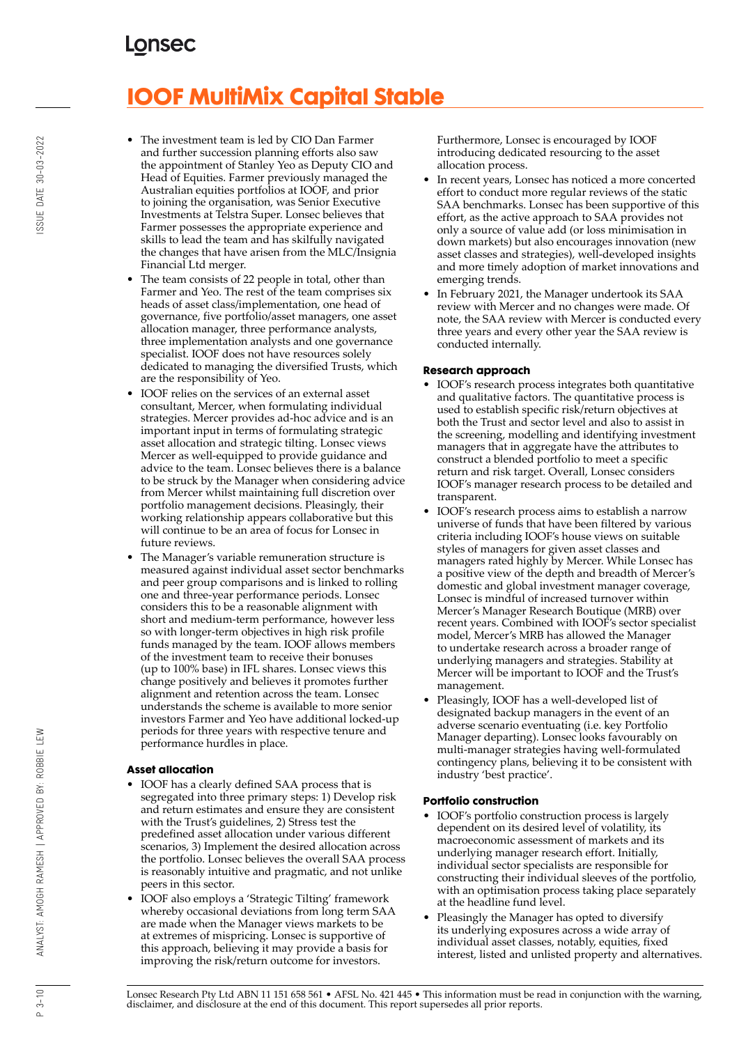# IOOF MultiMix Capital Stable

- The investment team is led by CIO Dan Farmer and further succession planning efforts also saw the appointment of Stanley Yeo as Deputy CIO and Head of Equities. Farmer previously managed the Australian equities portfolios at IOOF, and prior to joining the organisation, was Senior Executive Investments at Telstra Super. Lonsec believes that Farmer possesses the appropriate experience and skills to lead the team and has skilfully navigated the changes that have arisen from the MLC/Insignia Financial Ltd merger.
- The team consists of 22 people in total, other than Farmer and Yeo. The rest of the team comprises six heads of asset class/implementation, one head of governance, five portfolio/asset managers, one asset allocation manager, three performance analysts, three implementation analysts and one governance specialist. IOOF does not have resources solely dedicated to managing the diversified Trusts, which are the responsibility of Yeo.
- IOOF relies on the services of an external asset consultant, Mercer, when formulating individual strategies. Mercer provides ad-hoc advice and is an important input in terms of formulating strategic asset allocation and strategic tilting. Lonsec views Mercer as well-equipped to provide guidance and advice to the team. Lonsec believes there is a balance to be struck by the Manager when considering advice from Mercer whilst maintaining full discretion over portfolio management decisions. Pleasingly, their working relationship appears collaborative but this will continue to be an area of focus for Lonsec in future reviews.
- The Manager's variable remuneration structure is measured against individual asset sector benchmarks and peer group comparisons and is linked to rolling one and three-year performance periods. Lonsec considers this to be a reasonable alignment with short and medium-term performance, however less so with longer-term objectives in high risk profile funds managed by the team. IOOF allows members of the investment team to receive their bonuses (up to 100% base) in IFL shares. Lonsec views this change positively and believes it promotes further alignment and retention across the team. Lonsec understands the scheme is available to more senior investors Farmer and Yeo have additional locked-up periods for three years with respective tenure and performance hurdles in place.

### Asset allocation

- IOOF has a clearly defined SAA process that is segregated into three primary steps: 1) Develop risk and return estimates and ensure they are consistent with the Trust's guidelines, 2) Stress test the predefined asset allocation under various different scenarios, 3) Implement the desired allocation across the portfolio. Lonsec believes the overall SAA process is reasonably intuitive and pragmatic, and not unlike peers in this sector.
- IOOF also employs a 'Strategic Tilting' framework whereby occasional deviations from long term SAA are made when the Manager views markets to be at extremes of mispricing. Lonsec is supportive of this approach, believing it may provide a basis for improving the risk/return outcome for investors. Furthermore, Lonsec is encouraged by IOOF introducing dedicated resourcing to the asset allocation process.
- In recent years, Lonsec has noticed a more concerted effort to conduct more regular reviews of the static SAA benchmarks. Lonsec has been supportive of this effort, as the active approach to SAA provides not only a source of value add (or loss minimisation in down markets) but also encourages innovation (new asset classes and strategies), well-developed insights and more timely adoption of market innovations and emerging trends.
- In February 2021, the Manager undertook its SAA review with Mercer and no changes were made. Of note, the SAA review with Mercer is conducted every three years and every other year the SAA review is conducted internally.

### Research approach

- IOOF's research process integrates both quantitative and qualitative factors. The quantitative process is used to establish specific risk/return objectives at both the Trust and sector level and also to assist in the screening, modelling and identifying investment managers that in aggregate have the attributes to construct a blended portfolio to meet a specific return and risk target. Overall, Lonsec considers IOOF's manager research process to be detailed and transparent.
- IOOF's research process aims to establish a narrow universe of funds that have been filtered by various criteria including IOOF's house views on suitable styles of managers for given asset classes and managers rated highly by Mercer. While Lonsec has a positive view of the depth and breadth of Mercer's domestic and global investment manager coverage, Lonsec is mindful of increased turnover within Mercer's Manager Research Boutique (MRB) over recent years. Combined with IOOF's sector specialist model, Mercer's MRB has allowed the Manager to undertake research across a broader range of underlying managers and strategies. Stability at Mercer will be important to IOOF and the Trust's management.
- Pleasingly, IOOF has a well-developed list of designated backup managers in the event of an adverse scenario eventuating (i.e. key Portfolio Manager departing). Lonsec looks favourably on multi-manager strategies having well-formulated contingency plans, believing it to be consistent with industry 'best practice'.

### Portfolio construction

- IOOF's portfolio construction process is largely dependent on its desired level of volatility, its macroeconomic assessment of markets and its underlying manager research effort. Initially, individual sector specialists are responsible for constructing their individual sleeves of the portfolio, with an optimisation process taking place separately at the headline fund level.
- Pleasingly the Manager has opted to diversify its underlying exposures across a wide array of individual asset classes, notably, equities, fixed interest, listed and unlisted property and alternatives.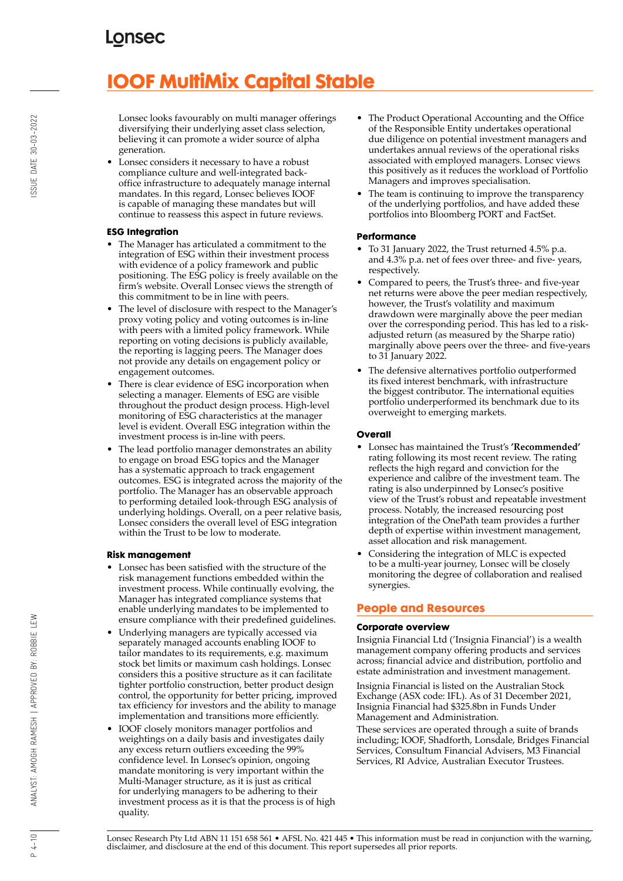# IOOF MultiMix Capital Stable

Lonsec looks favourably on multi manager offerings diversifying their underlying asset class selection, believing it can promote a wider source of alpha generation.

- Lonsec considers it necessary to have a robust compliance culture and well-integrated back-office infrastructure to adequately manage internal mandates. In this regard, Lonsec believes IOOF is capable of managing these mandates but will continue to reassess this aspect in future reviews.

### ESG Integration

- The Manager has articulated a commitment to the integration of ESG within their investment process with evidence of a policy framework and public positioning. The ESG policy is freely available on the firm's website. Overall Lonsec views the strength of this commitment to be in line with peers.
- The level of disclosure with respect to the Manager's proxy voting policy and voting outcomes is in-line with peers with a limited policy framework. While reporting on voting decisions is publicly available, the reporting is lagging peers. The Manager does not provide any details on engagement policy or engagement outcomes.
- There is clear evidence of ESG incorporation when selecting a manager. Elements of ESG are visible throughout the product design process. High-level monitoring of ESG characteristics at the manager level is evident. Overall ESG integration within the investment process is in-line with peers.
- The lead portfolio manager demonstrates an ability to engage on broad ESG topics and the Manager has a systematic approach to track engagement outcomes. ESG is integrated across the majority of the portfolio. The Manager has an observable approach to performing detailed look-through ESG analysis of underlying holdings. Overall, on a peer relative basis, Lonsec considers the overall level of ESG integration within the Trust to be low to moderate.

### Risk management

- Lonsec has been satisfied with the structure of the risk management functions embedded within the investment process. While continually evolving, the Manager has integrated compliance systems that enable underlying mandates to be implemented to ensure compliance with their predefined guidelines.
- Underlying managers are typically accessed via separately managed accounts enabling IOOF to tailor mandates to its requirements, e.g. maximum stock bet limits or maximum cash holdings. Lonsec considers this a positive structure as it can facilitate tighter portfolio construction, better product design control, the opportunity for better pricing, improved tax efficiency for investors and the ability to manage implementation and transitions more efficiently.
- IOOF closely monitors manager portfolios and weightings on a daily basis and investigates daily any excess return outliers exceeding the 99% confidence level. In Lonsec's opinion, ongoing mandate monitoring is very important within the Multi-Manager structure, as it is just as critical for underlying managers to be adhering to their investment process as it is that the process is of high quality.
- The Product Operational Accounting and the Office of the Responsible Entity undertakes operational due diligence on potential investment managers and undertakes annual reviews of the operational risks associated with employed managers. Lonsec views this positively as it reduces the workload of Portfolio Managers and improves specialisation.
- The team is continuing to improve the transparency of the underlying portfolios, and have added these portfolios into Bloomberg PORT and FactSet.

### Performance

- To 31 January 2022, the Trust returned 4.5% p.a. and 4.3% p.a. net of fees over three- and five- years, respectively.
- Compared to peers, the Trust's three- and five-year net returns were above the peer median respectively, however, the Trust's volatility and maximum drawdown were marginally above the peer median over the corresponding period. This has led to a risk-adjusted return (as measured by the Sharpe ratio) marginally above peers over the three- and five-years to 31 January 2022.
- The defensive alternatives portfolio outperformed its fixed interest benchmark, with infrastructure the biggest contributor. The international equities portfolio underperformed its benchmark due to its overweight to emerging markets.

### Overall

- Lonsec has maintained the Trust's **'Recommended'** rating following its most recent review. The rating reflects the high regard and conviction for the experience and calibre of the investment team. The rating is also underpinned by Lonsec's positive view of the Trust's robust and repeatable investment process. Notably, the increased resourcing post integration of the OnePath team provides a further depth of expertise within investment management, asset allocation and risk management.
- Considering the integration of MLC is expected to be a multi-year journey, Lonsec will be closely monitoring the degree of collaboration and realised synergies.

## People and Resources

### Corporate overview

Insignia Financial Ltd ('Insignia Financial') is a wealth management company offering products and services across; financial advice and distribution, portfolio and estate administration and investment management.

Insignia Financial is listed on the Australian Stock Exchange (ASX code: IFL). As of 31 December 2021, Insignia Financial had $325.8bn in Funds Under Management and Administration.

These services are operated through a suite of brands including; IOOF, Shadforth, Lonsdale, Bridges Financial Services, Consultum Financial Advisers, M3 Financial Services, RI Advice, Australian Executor Trustees.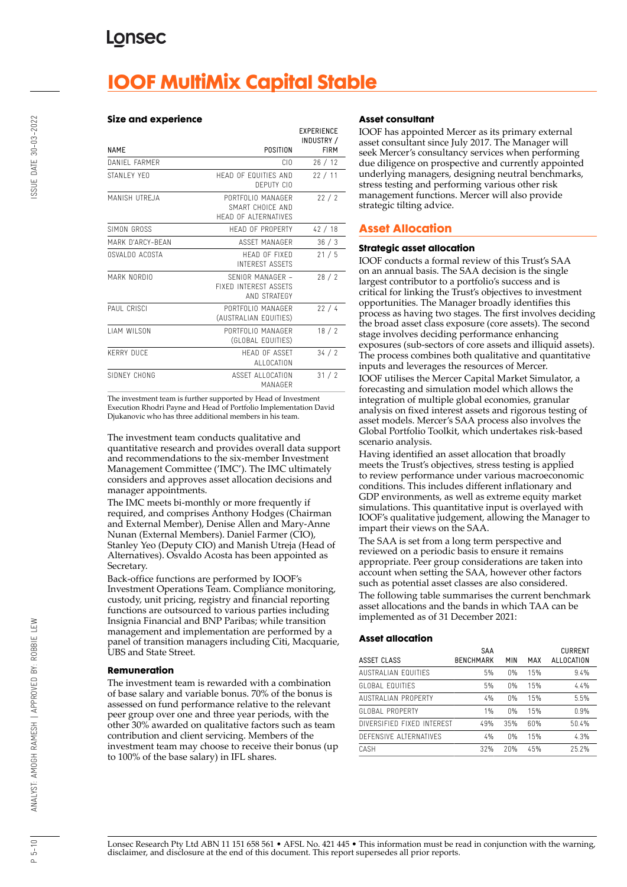# IOOF MultiMix Capital Stable

### Size and experience

| NAME | POSITION | EXPERIENCE INDUSTRY / FIRM |
|---|---|---|
| DANIEL FARMER | CIO | 26 / 12 |
| STANLEY YEO | HEAD OF EQUITIES AND DEPUTY CIO | 22 / 11 |
| MANISH UTREJA | PORTFOLIO MANAGER SMART CHOICE AND HEAD OF ALTERNATIVES | 22 / 2 |
| SIMON GROSS | HEAD OF PROPERTY | 42 / 18 |
| MARK D'ARCY-BEAN | ASSET MANAGER | 36 / 3 |
| OSVALDO ACOSTA | HEAD OF FIXED INTEREST ASSETS | 21 / 5 |
| MARK NORDIO | SENIOR MANAGER – FIXED INTEREST ASSETS AND STRATEGY | 28 / 2 |
| PAUL CRISCI | PORTFOLIO MANAGER (AUSTRALIAN EQUITIES) | 22 / 4 |
| LIAM WILSON | PORTFOLIO MANAGER (GLOBAL EQUITIES) | 18 / 2 |
| KERRY DUCE | HEAD OF ASSET ALLOCATION | 34 / 2 |
| SIDNEY CHONG | ASSET ALLOCATION MANAGER | 31 / 2 |

The investment team is further supported by Head of Investment Execution Rhodri Payne and Head of Portfolio Implementation David Djukanovic who has three additional members in his team.

The investment team conducts qualitative and quantitative research and provides overall data support and recommendations to the six-member Investment Management Committee ('IMC'). The IMC ultimately considers and approves asset allocation decisions and manager appointments.

The IMC meets bi-monthly or more frequently if required, and comprises Anthony Hodges (Chairman and External Member), Denise Allen and Mary-Anne Nunan (External Members). Daniel Farmer (CIO), Stanley Yeo (Deputy CIO) and Manish Utreja (Head of Alternatives). Osvaldo Acosta has been appointed as Secretary.

Back-office functions are performed by IOOF's Investment Operations Team. Compliance monitoring, custody, unit pricing, registry and financial reporting functions are outsourced to various parties including Insignia Financial and BNP Paribas; while transition management and implementation are performed by a panel of transition managers including Citi, Macquarie, UBS and State Street.

### Remuneration

The investment team is rewarded with a combination of base salary and variable bonus. 70% of the bonus is assessed on fund performance relative to the relevant peer group over one and three year periods, with the other 30% awarded on qualitative factors such as team contribution and client servicing. Members of the investment team may choose to receive their bonus (up to 100% of the base salary) in IFL shares.

### Asset consultant

IOOF has appointed Mercer as its primary external asset consultant since July 2017. The Manager will seek Mercer's consultancy services when performing due diligence on prospective and currently appointed underlying managers, designing neutral benchmarks, stress testing and performing various other risk management functions. Mercer will also provide strategic tilting advice.

## Asset Allocation

### Strategic asset allocation

IOOF conducts a formal review of this Trust's SAA on an annual basis. The SAA decision is the single largest contributor to a portfolio's success and is critical for linking the Trust's objectives to investment opportunities. The Manager broadly identifies this process as having two stages. The first involves deciding the broad asset class exposure (core assets). The second stage involves deciding performance enhancing exposures (sub-sectors of core assets and illiquid assets). The process combines both qualitative and quantitative inputs and leverages the resources of Mercer.

IOOF utilises the Mercer Capital Market Simulator, a forecasting and simulation model which allows the integration of multiple global economies, granular analysis on fixed interest assets and rigorous testing of asset models. Mercer's SAA process also involves the Global Portfolio Toolkit, which undertakes risk-based scenario analysis.

Having identified an asset allocation that broadly meets the Trust's objectives, stress testing is applied to review performance under various macroeconomic conditions. This includes different inflationary and GDP environments, as well as extreme equity market simulations. This quantitative input is overlayed with IOOF's qualitative judgement, allowing the Manager to impart their views on the SAA.

The SAA is set from a long term perspective and reviewed on a periodic basis to ensure it remains appropriate. Peer group considerations are taken into account when setting the SAA, however other factors such as potential asset classes are also considered.

The following table summarises the current benchmark asset allocations and the bands in which TAA can be implemented as of 31 December 2021:

### Asset allocation

| ASSET CLASS | SAA BENCHMARK | MIN | MAX | CURRENT ALLOCATION |
|---|---|---|---|---|
| AUSTRALIAN EQUITIES | 5% | 0% | 15% | 9.4% |
| GLOBAL EQUITIES | 5% | 0% | 15% | 4.4% |
| AUSTRALIAN PROPERTY | 4% | 0% | 15% | 5.5% |
| GLOBAL PROPERTY | 1% | 0% | 15% | 0.9% |
| DIVERSIFIED FIXED INTEREST | 49% | 35% | 60% | 50.4% |
| DEFENSIVE ALTERNATIVES | 4% | 0% | 15% | 4.3% |
| CASH | 32% | 20% | 45% | 25.2% |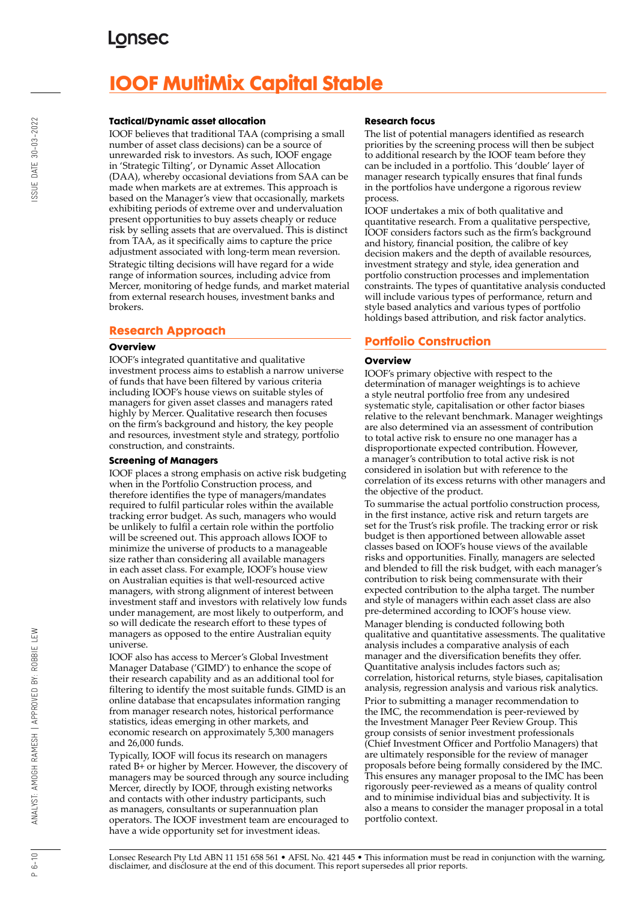# IOOF MultiMix Capital Stable

### Tactical/Dynamic asset allocation

IOOF believes that traditional TAA (comprising a small number of asset class decisions) can be a source of unrewarded risk to investors. As such, IOOF engage in 'Strategic Tilting', or Dynamic Asset Allocation (DAA), whereby occasional deviations from SAA can be made when markets are at extremes. This approach is based on the Manager's view that occasionally, markets exhibiting periods of extreme over and undervaluation present opportunities to buy assets cheaply or reduce risk by selling assets that are overvalued. This is distinct from TAA, as it specifically aims to capture the price adjustment associated with long-term mean reversion.

Strategic tilting decisions will have regard for a wide range of information sources, including advice from Mercer, monitoring of hedge funds, and market material from external research houses, investment banks and brokers.

## Research Approach

### Overview

IOOF's integrated quantitative and qualitative investment process aims to establish a narrow universe of funds that have been filtered by various criteria including IOOF's house views on suitable styles of managers for given asset classes and managers rated highly by Mercer. Qualitative research then focuses on the firm's background and history, the key people and resources, investment style and strategy, portfolio construction, and constraints.

### Screening of Managers

IOOF places a strong emphasis on active risk budgeting when in the Portfolio Construction process, and therefore identifies the type of managers/mandates required to fulfil particular roles within the available tracking error budget. As such, managers who would be unlikely to fulfil a certain role within the portfolio will be screened out. This approach allows IOOF to minimize the universe of products to a manageable size rather than considering all available managers in each asset class. For example, IOOF's house view on Australian equities is that well-resourced active managers, with strong alignment of interest between investment staff and investors with relatively low funds under management, are most likely to outperform, and so will dedicate the research effort to these types of managers as opposed to the entire Australian equity universe.

IOOF also has access to Mercer's Global Investment Manager Database ('GIMD') to enhance the scope of their research capability and as an additional tool for filtering to identify the most suitable funds. GIMD is an online database that encapsulates information ranging from manager research notes, historical performance statistics, ideas emerging in other markets, and economic research on approximately 5,300 managers and 26,000 funds.

Typically, IOOF will focus its research on managers rated B+ or higher by Mercer. However, the discovery of managers may be sourced through any source including Mercer, directly by IOOF, through existing networks and contacts with other industry participants, such as managers, consultants or superannuation plan operators. The IOOF investment team are encouraged to have a wide opportunity set for investment ideas.

### Research focus

The list of potential managers identified as research priorities by the screening process will then be subject to additional research by the IOOF team before they can be included in a portfolio. This 'double' layer of manager research typically ensures that final funds in the portfolios have undergone a rigorous review process.

IOOF undertakes a mix of both qualitative and quantitative research. From a qualitative perspective, IOOF considers factors such as the firm's background and history, financial position, the calibre of key decision makers and the depth of available resources, investment strategy and style, idea generation and portfolio construction processes and implementation constraints. The types of quantitative analysis conducted will include various types of performance, return and style based analytics and various types of portfolio holdings based attribution, and risk factor analytics.

## Portfolio Construction

### Overview

IOOF's primary objective with respect to the determination of manager weightings is to achieve a style neutral portfolio free from any undesired systematic style, capitalisation or other factor biases relative to the relevant benchmark. Manager weightings are also determined via an assessment of contribution to total active risk to ensure no one manager has a disproportionate expected contribution. However, a manager's contribution to total active risk is not considered in isolation but with reference to the correlation of its excess returns with other managers and the objective of the product.

To summarise the actual portfolio construction process, in the first instance, active risk and return targets are set for the Trust's risk profile. The tracking error or risk budget is then apportioned between allowable asset classes based on IOOF's house views of the available risks and opportunities. Finally, managers are selected and blended to fill the risk budget, with each manager's contribution to risk being commensurate with their expected contribution to the alpha target. The number and style of managers within each asset class are also pre-determined according to IOOF's house view.

Manager blending is conducted following both qualitative and quantitative assessments. The qualitative analysis includes a comparative analysis of each manager and the diversification benefits they offer. Quantitative analysis includes factors such as; correlation, historical returns, style biases, capitalisation analysis, regression analysis and various risk analytics.

Prior to submitting a manager recommendation to the IMC, the recommendation is peer-reviewed by the Investment Manager Peer Review Group. This group consists of senior investment professionals (Chief Investment Officer and Portfolio Managers) that are ultimately responsible for the review of manager proposals before being formally considered by the IMC. This ensures any manager proposal to the IMC has been rigorously peer-reviewed as a means of quality control and to minimise individual bias and subjectivity. It is also a means to consider the manager proposal in a total portfolio context.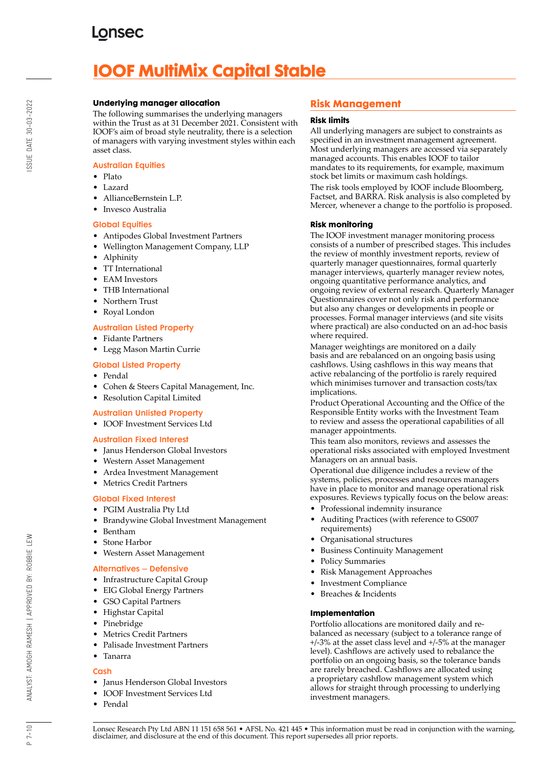# IOOF MultiMix Capital Stable

### Underlying manager allocation

The following summarises the underlying managers within the Trust as at 31 December 2021. Consistent with IOOF's aim of broad style neutrality, there is a selection of managers with varying investment styles within each asset class.

#### Australian Equities

- Plato
- Lazard
- AllianceBernstein L.P.
- Invesco Australia

#### Global Equities

- Antipodes Global Investment Partners
- Wellington Management Company, LLP
- Alphinity
- TT International
- EAM Investors
- THB International
- Northern Trust
- Royal London

#### Australian Listed Property

- Fidante Partners
- Legg Mason Martin Currie

#### Global Listed Property

- Pendal
- Cohen & Steers Capital Management, Inc.
- Resolution Capital Limited

#### Australian Unlisted Property

- IOOF Investment Services Ltd

#### Australian Fixed Interest

- Janus Henderson Global Investors
- Western Asset Management
- Ardea Investment Management
- Metrics Credit Partners

#### Global Fixed Interest

- PGIM Australia Pty Ltd
- Brandywine Global Investment Management
- Bentham
- Stone Harbor
- Western Asset Management

#### Alternatives – Defensive

- Infrastructure Capital Group
- EIG Global Energy Partners
- GSO Capital Partners
- Highstar Capital
- Pinebridge
- Metrics Credit Partners
- Palisade Investment Partners
- Tanarra

#### Cash

- Janus Henderson Global Investors
- IOOF Investment Services Ltd
- Pendal

## Risk Management

### Risk limits

All underlying managers are subject to constraints as specified in an investment management agreement. Most underlying managers are accessed via separately managed accounts. This enables IOOF to tailor mandates to its requirements, for example, maximum stock bet limits or maximum cash holdings.

The risk tools employed by IOOF include Bloomberg, Factset, and BARRA. Risk analysis is also completed by Mercer, whenever a change to the portfolio is proposed.

### Risk monitoring

The IOOF investment manager monitoring process consists of a number of prescribed stages. This includes the review of monthly investment reports, review of quarterly manager questionnaires, formal quarterly manager interviews, quarterly manager review notes, ongoing quantitative performance analytics, and ongoing review of external research. Quarterly Manager Questionnaires cover not only risk and performance but also any changes or developments in people or processes. Formal manager interviews (and site visits where practical) are also conducted on an ad-hoc basis where required.

Manager weightings are monitored on a daily basis and are rebalanced on an ongoing basis using cashflows. Using cashflows in this way means that active rebalancing of the portfolio is rarely required which minimises turnover and transaction costs/tax implications.

Product Operational Accounting and the Office of the Responsible Entity works with the Investment Team to review and assess the operational capabilities of all manager appointments.

This team also monitors, reviews and assesses the operational risks associated with employed Investment Managers on an annual basis.

Operational due diligence includes a review of the systems, policies, processes and resources managers have in place to monitor and manage operational risk exposures. Reviews typically focus on the below areas:

- Professional indemnity insurance
- Auditing Practices (with reference to GS007 requirements)
- Organisational structures
- Business Continuity Management
- Policy Summaries
- Risk Management Approaches
- Investment Compliance
- Breaches & Incidents

### Implementation

Portfolio allocations are monitored daily and re-balanced as necessary (subject to a tolerance range of +/-3% at the asset class level and +/-5% at the manager level). Cashflows are actively used to rebalance the portfolio on an ongoing basis, so the tolerance bands are rarely breached. Cashflows are allocated using a proprietary cashflow management system which allows for straight through processing to underlying investment managers.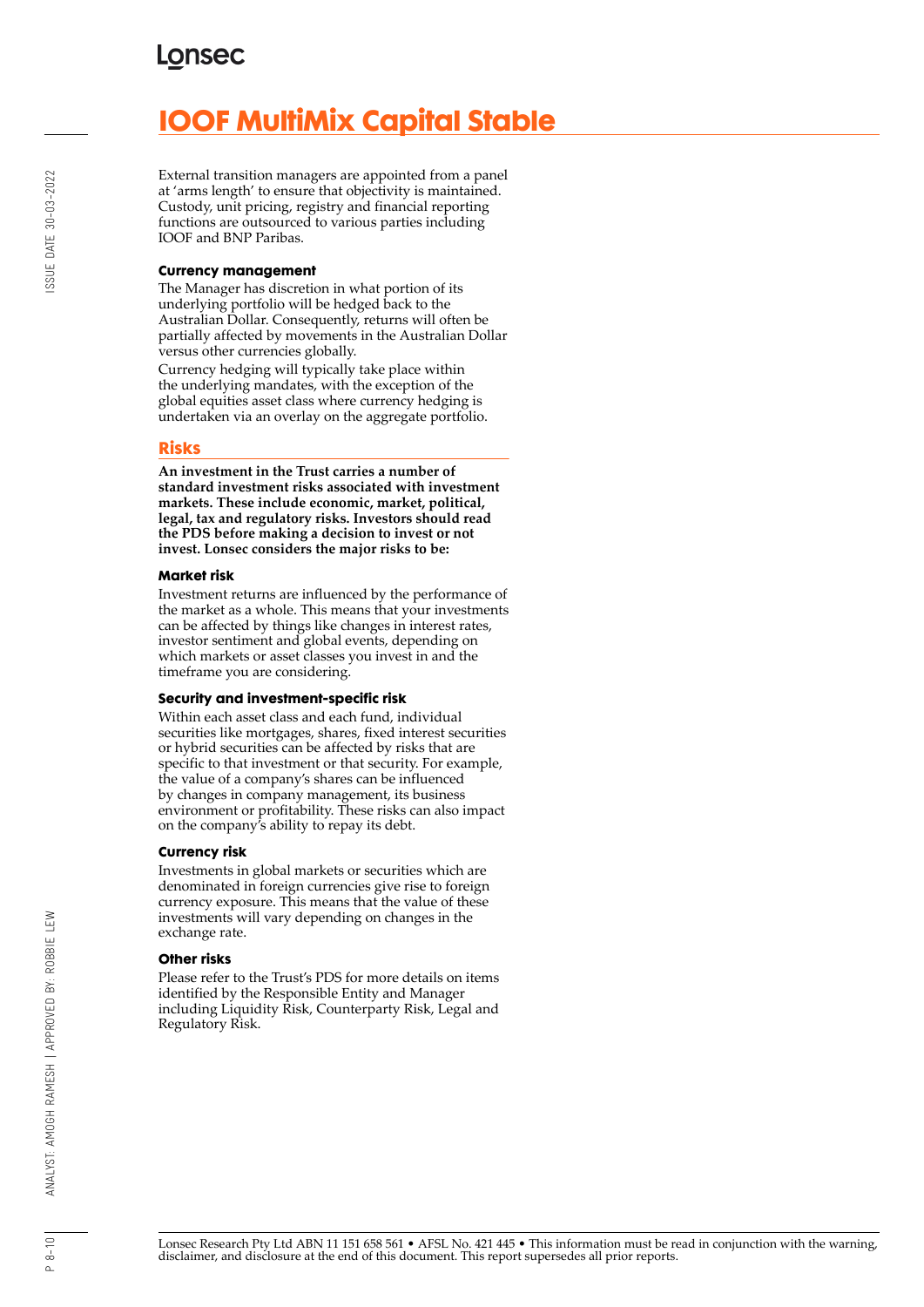# IOOF MultiMix Capital Stable

External transition managers are appointed from a panel at 'arms length' to ensure that objectivity is maintained. Custody, unit pricing, registry and financial reporting functions are outsourced to various parties including IOOF and BNP Paribas.

### Currency management

The Manager has discretion in what portion of its underlying portfolio will be hedged back to the Australian Dollar. Consequently, returns will often be partially affected by movements in the Australian Dollar versus other currencies globally.

Currency hedging will typically take place within the underlying mandates, with the exception of the global equities asset class where currency hedging is undertaken via an overlay on the aggregate portfolio.

## Risks

**An investment in the Trust carries a number of standard investment risks associated with investment markets. These include economic, market, political, legal, tax and regulatory risks. Investors should read the PDS before making a decision to invest or not invest. Lonsec considers the major risks to be:**

### Market risk

Investment returns are influenced by the performance of the market as a whole. This means that your investments can be affected by things like changes in interest rates, investor sentiment and global events, depending on which markets or asset classes you invest in and the timeframe you are considering.

### Security and investment-specific risk

Within each asset class and each fund, individual securities like mortgages, shares, fixed interest securities or hybrid securities can be affected by risks that are specific to that investment or that security. For example, the value of a company's shares can be influenced by changes in company management, its business environment or profitability. These risks can also impact on the company's ability to repay its debt.

### Currency risk

Investments in global markets or securities which are denominated in foreign currencies give rise to foreign currency exposure. This means that the value of these investments will vary depending on changes in the exchange rate.

### Other risks

Please refer to the Trust's PDS for more details on items identified by the Responsible Entity and Manager including Liquidity Risk, Counterparty Risk, Legal and Regulatory Risk.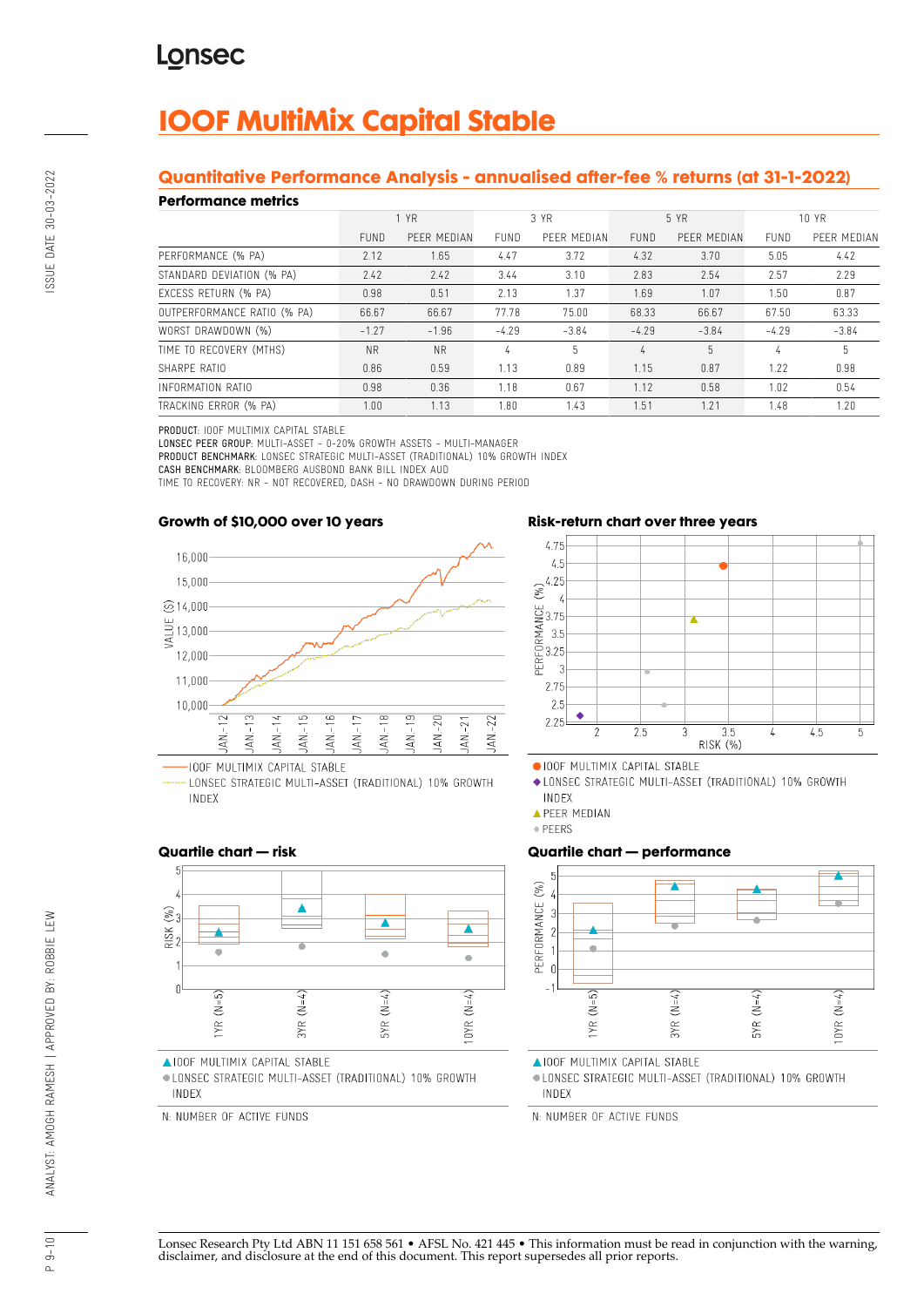# IOOF MultiMix Capital Stable

## Quantitative Performance Analysis - annualised after-fee % returns (at 31-1-2022)

### Performance metrics

| | 1 YR | | 3 YR | | 5 YR | | 10 YR | |
|---|---|---|---|---|---|---|---|---|
| | FUND | PEER MEDIAN | FUND | PEER MEDIAN | FUND | PEER MEDIAN | FUND | PEER MEDIAN |
| PERFORMANCE (% PA) | 2.12 | 1.65 | 4.47 | 3.72 | 4.32 | 3.70 | 5.05 | 4.42 |
| STANDARD DEVIATION (% PA) | 2.42 | 2.42 | 3.44 | 3.10 | 2.83 | 2.54 | 2.57 | 2.29 |
| EXCESS RETURN (% PA) | 0.98 | 0.51 | 2.13 | 1.37 | 1.69 | 1.07 | 1.50 | 0.87 |
| OUTPERFORMANCE RATIO (% PA) | 66.67 | 66.67 | 77.78 | 75.00 | 68.33 | 66.67 | 67.50 | 63.33 |
| WORST DRAWDOWN (%) | -1.27 | -1.96 | -4.29 | -3.84 | -4.29 | -3.84 | -4.29 | -3.84 |
| TIME TO RECOVERY (MTHS) | NR | NR | 4 | 5 | 4 | 5 | 4 | 5 |
| SHARPE RATIO | 0.86 | 0.59 | 1.13 | 0.89 | 1.15 | 0.87 | 1.22 | 0.98 |
| INFORMATION RATIO | 0.98 | 0.36 | 1.18 | 0.67 | 1.12 | 0.58 | 1.02 | 0.54 |
| TRACKING ERROR (% PA) | 1.00 | 1.13 | 1.80 | 1.43 | 1.51 | 1.21 | 1.48 | 1.20 |

**PRODUCT:** IOOF MULTIMIX CAPITAL STABLE
**LONSEC PEER GROUP:** MULTI-ASSET - 0-20% GROWTH ASSETS - MULTI-MANAGER
**PRODUCT BENCHMARK:** LONSEC STRATEGIC MULTI-ASSET (TRADITIONAL) 10% GROWTH INDEX
**CASH BENCHMARK:** BLOOMBERG AUSBOND BANK BILL INDEX AUD
TIME TO RECOVERY: NR - NOT RECOVERED, DASH - NO DRAWDOWN DURING PERIOD

### Growth of $10,000 over 10 years

IOOF MULTIMIX CAPITAL STABLE
LONSEC STRATEGIC MULTI-ASSET (TRADITIONAL) 10% GROWTH INDEX

### Risk-return chart over three years

IOOF MULTIMIX CAPITAL STABLE
LONSEC STRATEGIC MULTI-ASSET (TRADITIONAL) 10% GROWTH INDEX
PEER MEDIAN
PEERS

### Quartile chart — risk

IOOF MULTIMIX CAPITAL STABLE
LONSEC STRATEGIC MULTI-ASSET (TRADITIONAL) 10% GROWTH INDEX

N: NUMBER OF ACTIVE FUNDS

### Quartile chart — performance

IOOF MULTIMIX CAPITAL STABLE
LONSEC STRATEGIC MULTI-ASSET (TRADITIONAL) 10% GROWTH INDEX

N: NUMBER OF ACTIVE FUNDS

Lonsec Research Pty Ltd ABN 11 151 658 561 • AFSL No. 421 445 • This information must be read in conjunction with the warning, disclaimer, and disclosure at the end of this document. This report supersedes all prior reports.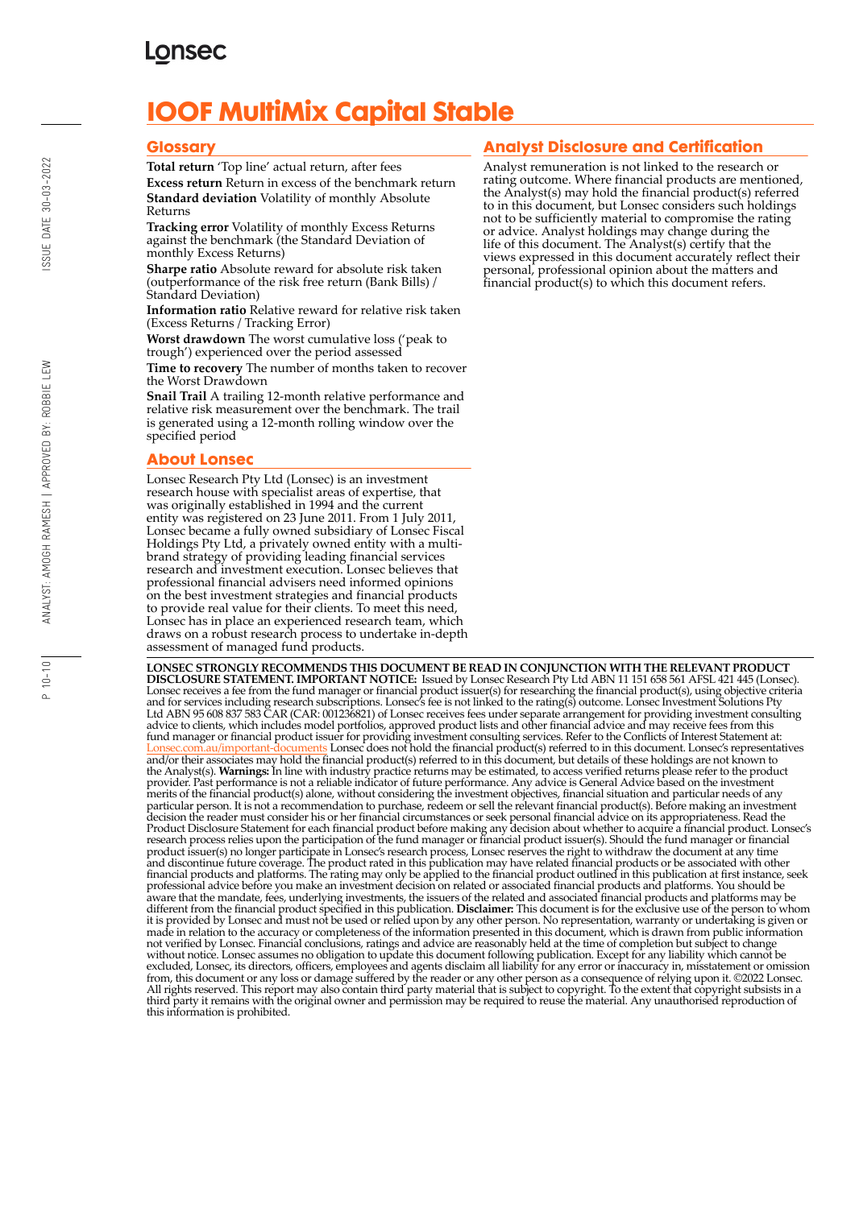# IOOF MultiMix Capital Stable

## Glossary

**Total return** 'Top line' actual return, after fees

**Excess return** Return in excess of the benchmark return

**Standard deviation** Volatility of monthly Absolute Returns

**Tracking error** Volatility of monthly Excess Returns against the benchmark (the Standard Deviation of monthly Excess Returns)

**Sharpe ratio** Absolute reward for absolute risk taken (outperformance of the risk free return (Bank Bills) / Standard Deviation)

**Information ratio** Relative reward for relative risk taken (Excess Returns / Tracking Error)

**Worst drawdown** The worst cumulative loss ('peak to trough') experienced over the period assessed

**Time to recovery** The number of months taken to recover the Worst Drawdown

**Snail Trail** A trailing 12-month relative performance and relative risk measurement over the benchmark. The trail is generated using a 12-month rolling window over the specified period

## About Lonsec

Lonsec Research Pty Ltd (Lonsec) is an investment research house with specialist areas of expertise, that was originally established in 1994 and the current entity was registered on 23 June 2011. From 1 July 2011, Lonsec became a fully owned subsidiary of Lonsec Fiscal Holdings Pty Ltd, a privately owned entity with a multi-brand strategy of providing leading financial services research and investment execution. Lonsec believes that professional financial advisers need informed opinions on the best investment strategies and financial products to provide real value for their clients. To meet this need, Lonsec has in place an experienced research team, which draws on a robust research process to undertake in-depth assessment of managed fund products.

## Analyst Disclosure and Certification

Analyst remuneration is not linked to the research or rating outcome. Where financial products are mentioned, the Analyst(s) may hold the financial product(s) referred to in this document, but Lonsec considers such holdings not to be sufficiently material to compromise the rating or advice. Analyst holdings may change during the life of this document. The Analyst(s) certify that the views expressed in this document accurately reflect their personal, professional opinion about the matters and financial product(s) to which this document refers.

**LONSEC STRONGLY RECOMMENDS THIS DOCUMENT BE READ IN CONJUNCTION WITH THE RELEVANT PRODUCT DISCLOSURE STATEMENT. IMPORTANT NOTICE:** Issued by Lonsec Research Pty Ltd ABN 11 151 658 561 AFSL 421 445 (Lonsec). Lonsec receives a fee from the fund manager or financial product issuer(s) for researching the financial product(s), using objective criteria and for services including research subscriptions. Lonsec's fee is not linked to the rating(s) outcome. Lonsec Investment Solutions Pty Ltd ABN 95 608 837 583 CAR (CAR: 001236821) of Lonsec receives fees under separate arrangement for providing investment consulting advice to clients, which includes model portfolios, approved product lists and other financial advice and may receive fees from this fund manager or financial product issuer for providing investment consulting services. Refer to the Conflicts of Interest Statement at: Lonsec.com.au/important-documents Lonsec does not hold the financial product(s) referred to in this document. Lonsec's representatives and/or their associates may hold the financial product(s) referred to in this document, but details of these holdings are not known to the Analyst(s). **Warnings:** In line with industry practice returns may be estimated, to access verified returns please refer to the product provider. Past performance is not a reliable indicator of future performance. Any advice is General Advice based on the investment merits of the financial product(s) alone, without considering the investment objectives, financial situation and particular needs of any particular person. It is not a recommendation to purchase, redeem or sell the relevant financial product(s). Before making an investment decision the reader must consider his or her financial circumstances or seek personal financial advice on its appropriateness. Read the Product Disclosure Statement for each financial product before making any decision about whether to acquire a financial product. Lonsec's research process relies upon the participation of the fund manager or financial product issuer(s). Should the fund manager or financial product issuer(s) no longer participate in Lonsec's research process, Lonsec reserves the right to withdraw the document at any time and discontinue future coverage. The product rated in this publication may have related financial products or be associated with other financial products and platforms. The rating may only be applied to the financial product outlined in this publication at first instance, seek professional advice before you make an investment decision on related or associated financial products and platforms. You should be aware that the mandate, fees, underlying investments, the issuers of the related and associated financial products and platforms may be different from the financial product specified in this publication. **Disclaimer:** This document is for the exclusive use of the person to whom it is provided by Lonsec and must not be used or relied upon by any other person. No representation, warranty or undertaking is given or made in relation to the accuracy or completeness of the information presented in this document, which is drawn from public information not verified by Lonsec. Financial conclusions, ratings and advice are reasonably held at the time of completion but subject to change without notice. Lonsec assumes no obligation to update this document following publication. Except for any liability which cannot be excluded, Lonsec, its directors, officers, employees and agents disclaim all liability for any error or inaccuracy in, misstatement or omission from, this document or any loss or damage suffered by the reader or any other person as a consequence of relying upon it. ©2022 Lonsec. All rights reserved. This report may also contain third party material that is subject to copyright. To the extent that copyright subsists in a third party it remains with the original owner and permission may be required to reuse the material. Any unauthorised reproduction of this information is prohibited.